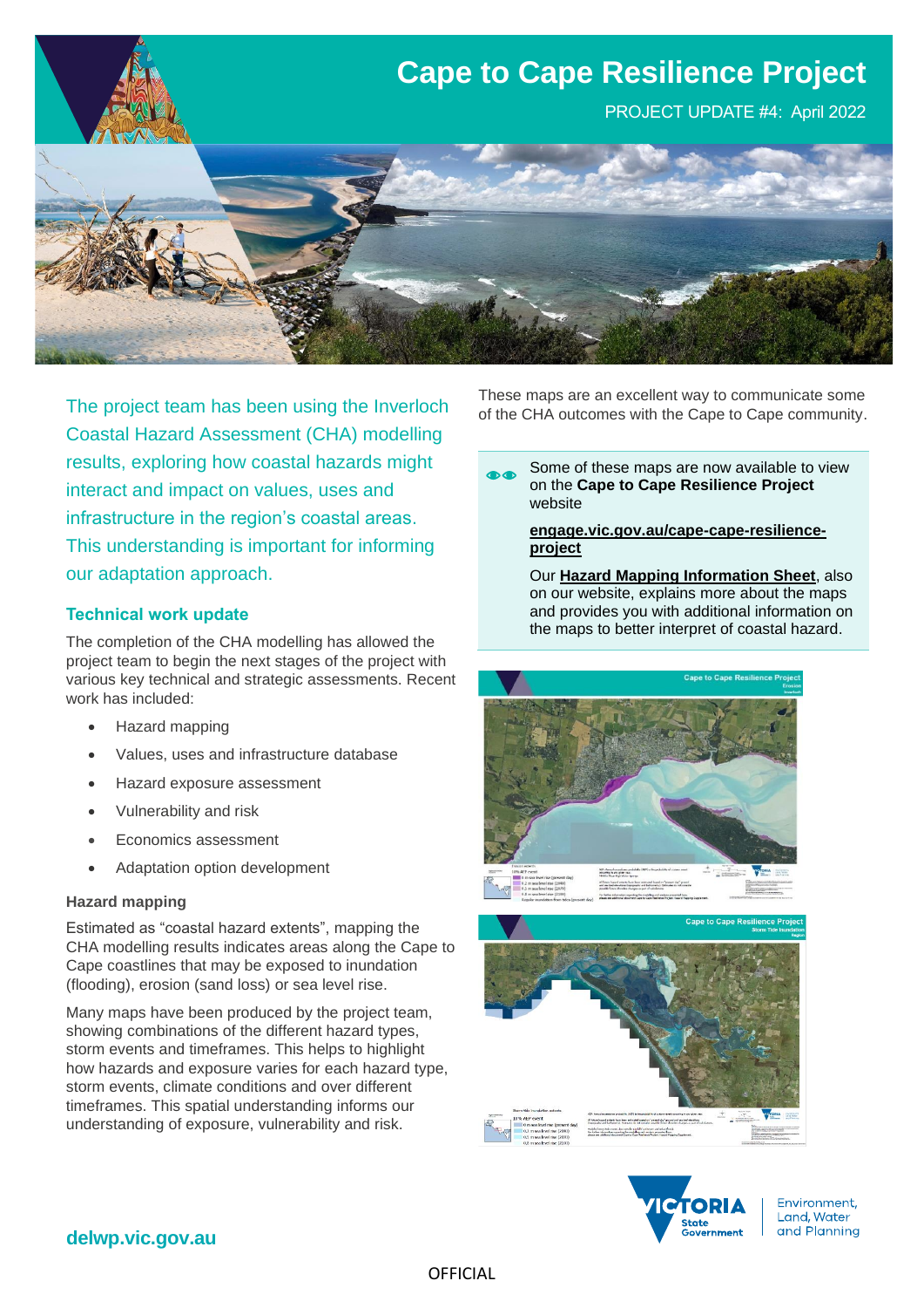# Cape to Cape Resilience Project

PROJECT UPDATE #4: April 2022

The project team has been using the Inverloch Coastal Hazard Assessment (CHA) modelling results, exploring how coastal hazards might interact and impact on values, uses and infrastructure in the region's coastal areas. This understanding is important for informing our adaptation approach.

## Technical work update

The completion of the CHA modelling has allowed the project team to begin the next stages of the project with various key technical and strategic assessments. Recent work has included:

- Hazard mapping
- Values, uses and infrastructure database
- Hazard exposure assessment
- Vulnerability and risk
- Economics assessment
- Adaptation option development

### Hazard mapping

Estimated as "coastal hazard extents", mapping the CHA modelling results indicates areas along the Cape to Cape coastlines that may be exposed to inundation (flooding), erosion (sand loss) or sea level rise.

Many maps have been produced by the project team, showing combinations of the different hazard types, storm events and timeframes. This helps to highlight how hazards and exposure varies for each hazard type, storm events, climate conditions and over different timeframes. This spatial understanding informs our understanding of exposure, vulnerability and risk.

These maps are an excellent way to communicate some of the CHA outcomes with the Cape to Cape community.

> Some of these maps are now available to view on the **Cape to Cape Resilience Project** website
>
> **engage.vic.gov.au/cape-cape-resilience-project**
>
> Our **Hazard Mapping Information Sheet**, also on our website, explains more about the maps and provides you with additional information on the maps to better interpret of coastal hazard.

delwp.vic.gov.au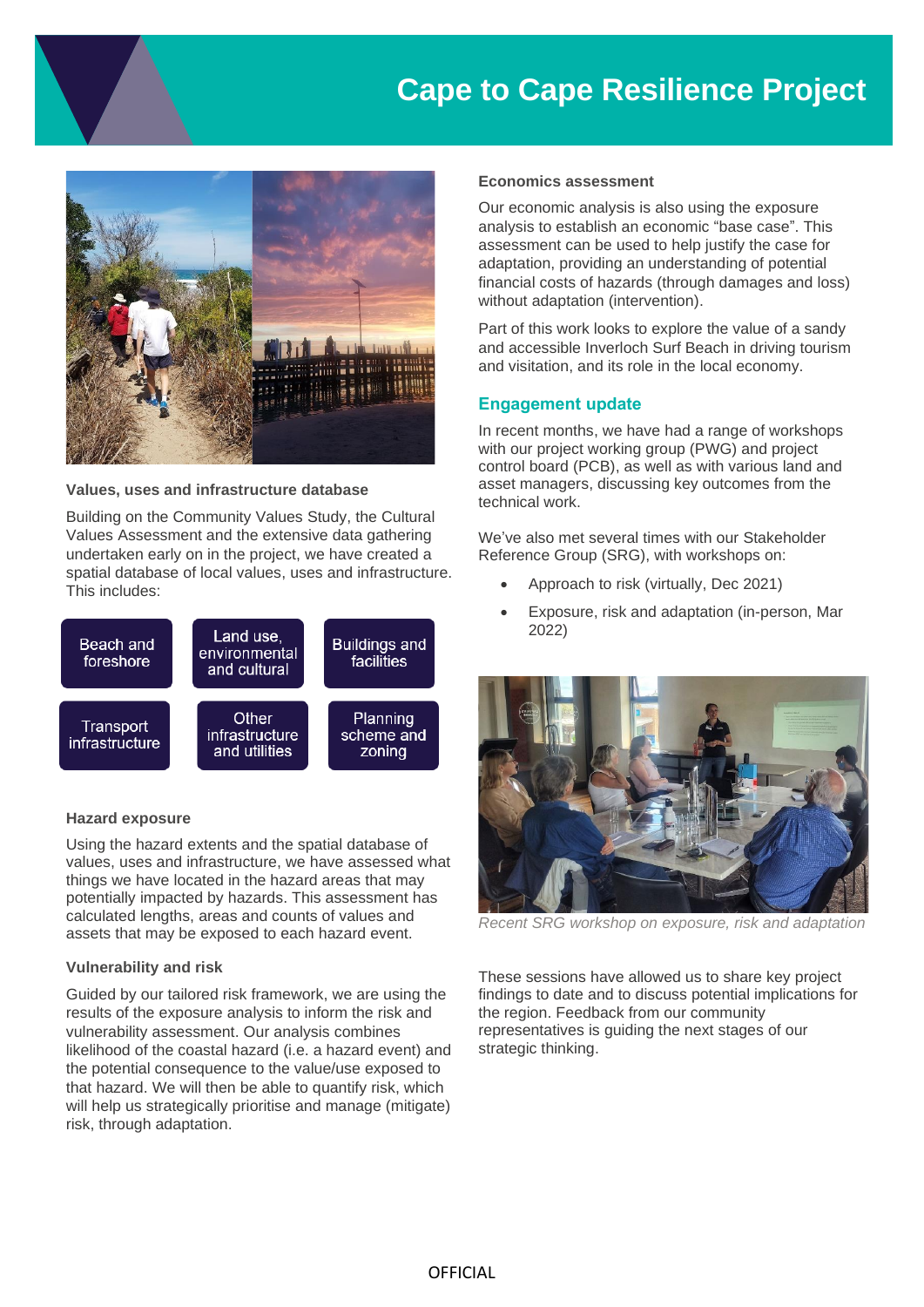# Cape to Cape Resilience Project

### Values, uses and infrastructure database

Building on the Community Values Study, the Cultural Values Assessment and the extensive data gathering undertaken early on in the project, we have created a spatial database of local values, uses and infrastructure. This includes:

- Beach and foreshore
- Land use, environmental and cultural
- Buildings and facilities
- Transport infrastructure
- Other infrastructure and utilities
- Planning scheme and zoning

### Hazard exposure

Using the hazard extents and the spatial database of values, uses and infrastructure, we have assessed what things we have located in the hazard areas that may potentially impacted by hazards. This assessment has calculated lengths, areas and counts of values and assets that may be exposed to each hazard event.

### Vulnerability and risk

Guided by our tailored risk framework, we are using the results of the exposure analysis to inform the risk and vulnerability assessment. Our analysis combines likelihood of the coastal hazard (i.e. a hazard event) and the potential consequence to the value/use exposed to that hazard. We will then be able to quantify risk, which will help us strategically prioritise and manage (mitigate) risk, through adaptation.

### Economics assessment

Our economic analysis is also using the exposure analysis to establish an economic "base case". This assessment can be used to help justify the case for adaptation, providing an understanding of potential financial costs of hazards (through damages and loss) without adaptation (intervention).

Part of this work looks to explore the value of a sandy and accessible Inverloch Surf Beach in driving tourism and visitation, and its role in the local economy.

## Engagement update

In recent months, we have had a range of workshops with our project working group (PWG) and project control board (PCB), as well as with various land and asset managers, discussing key outcomes from the technical work.

We've also met several times with our Stakeholder Reference Group (SRG), with workshops on:

- Approach to risk (virtually, Dec 2021)
- Exposure, risk and adaptation (in-person, Mar 2022)

*Recent SRG workshop on exposure, risk and adaptation*

These sessions have allowed us to share key project findings to date and to discuss potential implications for the region. Feedback from our community representatives is guiding the next stages of our strategic thinking.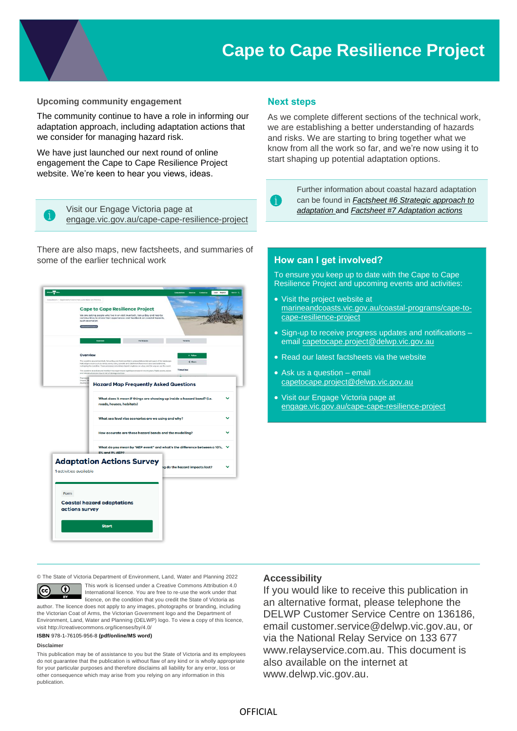# Cape to Cape Resilience Project

### Upcoming community engagement

The community continue to have a role in informing our adaptation approach, including adaptation actions that we consider for managing hazard risk.

We have just launched our next round of online engagement the Cape to Cape Resilience Project website. We're keen to hear you views, ideas.

Visit our Engage Victoria page at engage.vic.gov.au/cape-cape-resilience-project

There are also maps, new factsheets, and summaries of some of the earlier technical work

## Next steps

As we complete different sections of the technical work, we are establishing a better understanding of hazards and risks. We are starting to bring together what we know from all the work so far, and we're now using it to start shaping up potential adaptation options.

Further information about coastal hazard adaptation can be found in *Factsheet #6 Strategic approach to adaptation* and *Factsheet #7 Adaptation actions*

## How can I get involved?

To ensure you keep up to date with the Cape to Cape Resilience Project and upcoming events and activities:

- Visit the project website at marineandcoasts.vic.gov.au/coastal-programs/cape-to-cape-resilience-project
- Sign-up to receive progress updates and notifications – email capetocape.project@delwp.vic.gov.au
- Read our latest factsheets via the website
- Ask us a question – email capetocape.project@delwp.vic.gov.au
- Visit our Engage Victoria page at engage.vic.gov.au/cape-cape-resilience-project

---

© The State of Victoria Department of Environment, Land, Water and Planning 2022

This work is licensed under a Creative Commons Attribution 4.0 International licence. You are free to re-use the work under that licence, on the condition that you credit the State of Victoria as author. The licence does not apply to any images, photographs or branding, including the Victorian Coat of Arms, the Victorian Government logo and the Department of Environment, Land, Water and Planning (DELWP) logo. To view a copy of this licence, visit http://creativecommons.org/licenses/by/4.0/

**ISBN** 978-1-76105-956-8 **(pdf/online/MS word)**

**Disclaimer**

This publication may be of assistance to you but the State of Victoria and its employees do not guarantee that the publication is without flaw of any kind or is wholly appropriate for your particular purposes and therefore disclaims all liability for any error, loss or other consequence which may arise from you relying on any information in this publication.

### Accessibility

If you would like to receive this publication in an alternative format, please telephone the DELWP Customer Service Centre on 136186, email customer.service@delwp.vic.gov.au, or via the National Relay Service on 133 677 www.relayservice.com.au. This document is also available on the internet at www.delwp.vic.gov.au.

OFFICIAL